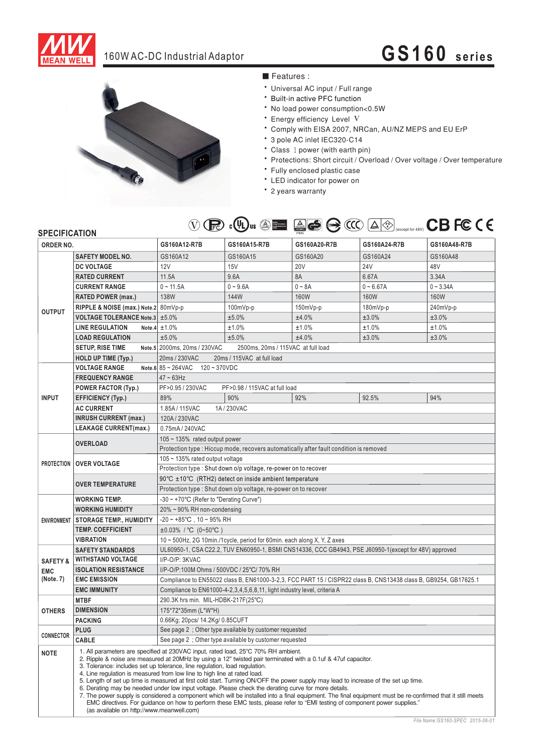# 160W AC-DC Industrial Adaptor

## GS160 series

■ Features :

- Universal AC input / Full range
- Built-in active PFC function
- No load power consumption<0.5W
- Energy efficiency Level V
- Comply with EISA 2007, NRCan, AU/NZ MEPS and EU ErP
- 3 pole AC inlet IEC320-C14
- Class I power (with earth pin)
- Protections: Short circuit / Overload / Over voltage / Over temperature
- Fully enclosed plastic case
- LED indicator for power on
- 2 years warranty

(except for 48V)

## SPECIFICATION

| ORDER NO. | | GS160A12-R7B | GS160A15-R7B | GS160A20-R7B | GS160A24-R7B | GS160A48-R7B |
|---|---|---|---|---|---|---|
| OUTPUT | SAFETY MODEL NO. | GS160A12 | GS160A15 | GS160A20 | GS160A24 | GS160A48 |
| | DC VOLTAGE | 12V | 15V | 20V | 24V | 48V |
| | RATED CURRENT | 11.5A | 9.6A | 8A | 6.67A | 3.34A |
| | CURRENT RANGE | 0 ~ 11.5A | 0 ~ 9.6A | 0 ~ 8A | 0 ~ 6.67A | 0 ~ 3.34A |
| | RATED POWER (max.) | 138W | 144W | 160W | 160W | 160W |
| | RIPPLE & NOISE (max.) Note.2 | 80mVp-p | 100mVp-p | 150mVp-p | 180mVp-p | 240mVp-p |
| | VOLTAGE TOLERANCE Note.3 | ±5.0% | ±5.0% | ±4.0% | ±3.0% | ±3.0% |
| | LINE REGULATION Note.4 | ±1.0% | ±1.0% | ±1.0% | ±1.0% | ±1.0% |
| | LOAD REGULATION | ±5.0% | ±5.0% | ±4.0% | ±3.0% | ±3.0% |
| | SETUP, RISE TIME Note.5 | 2000ms, 20ms / 230VAC 2500ms, 20ms / 115VAC at full load | | | | |
| | HOLD UP TIME (Typ.) | 20ms / 230VAC 20ms / 115VAC at full load | | | | |
| INPUT | VOLTAGE RANGE Note.6 | 85 ~ 264VAC 120 ~ 370VDC | | | | |
| | FREQUENCY RANGE | 47 ~ 63Hz | | | | |
| | POWER FACTOR (Typ.) | PF>0.95 / 230VAC PF>0.98 / 115VAC at full load | | | | |
| | EFFICIENCY (Typ.) | 89% | 90% | 92% | 92.5% | 94% |
| | AC CURRENT | 1.85A / 115VAC 1A / 230VAC | | | | |
| | INRUSH CURRENT (max.) | 120A / 230VAC | | | | |
| | LEAKAGE CURRENT(max.) | 0.75mA / 240VAC | | | | |
| PROTECTION | OVERLOAD | 105 ~ 135% rated output power | | | | |
| | | Protection type : Hiccup mode, recovers automatically after fault condition is removed | | | | |
| | OVER VOLTAGE | 105 ~ 135% rated output voltage | | | | |
| | | Protection type : Shut down o/p voltage, re-power on to recover | | | | |
| | OVER TEMPERATURE | 90°C ±10°C (RTH2) detect on inside ambient temperature | | | | |
| | | Protection type : Shut down o/p voltage, re-power on to recover | | | | |
| ENVIRONMENT | WORKING TEMP. | -30 ~ +70°C (Refer to "Derating Curve") | | | | |
| | WORKING HUMIDITY | 20% ~ 90% RH non-condensing | | | | |
| | STORAGE TEMP., HUMIDITY | -20 ~ +85°C , 10 ~ 95% RH | | | | |
| | TEMP. COEFFICIENT | ±0.03% / °C (0~50°C ) | | | | |
| | VIBRATION | 10 ~ 500Hz, 2G 10min./1cycle, period for 60min. each along X, Y, Z axes | | | | |
| SAFETY & EMC (Note. 7) | SAFETY STANDARDS | UL60950-1, CSA C22.2, TUV EN60950-1, BSMI CNS14336, CCC GB4943, PSE J60950-1(except for 48V) approved | | | | |
| | WITHSTAND VOLTAGE | I/P-O/P: 3KVAC | | | | |
| | ISOLATION RESISTANCE | I/P-O/P:100M Ohms / 500VDC / 25°C/ 70% RH | | | | |
| | EMC EMISSION | Compliance to EN55022 class B, EN61000-3-2,3, FCC PART 15 / CISPR22 class B, CNS13438 class B, GB9254, GB17625.1 | | | | |
| | EMC IMMUNITY | Compliance to EN61000-4-2,3,4,5,6,8,11, light industry level, criteria A | | | | |
| OTHERS | MTBF | 290.3K hrs min. MIL-HDBK-217F(25°C) | | | | |
| | DIMENSION | 175*72*35mm (L*W*H) | | | | |
| | PACKING | 0.66Kg; 20pcs/ 14.2Kg/ 0.85CUFT | | | | |
| CONNECTOR | PLUG | See page 2 ; Other type available by customer requested | | | | |
| | CABLE | See page 2 ; Other type available by customer requested | | | | |

**NOTE**

1. All parameters are specified at 230VAC input, rated load, 25°C 70% RH ambient.
2. Ripple & noise are measured at 20MHz by using a 12" twisted pair terminated with a 0.1uf & 47uf capacitor.
3. Tolerance: includes set up tolerance, line regulation, load regulation.
4. Line regulation is measured from low line to high line at rated load.
5. Length of set up time is measured at first cold start. Turning ON/OFF the power supply may lead to increase of the set up time.
6. Derating may be needed under low input voltage. Please check the derating curve for more details.
7. The power supply is considered a component which will be installed into a final equipment. The final equipment must be re-confirmed that it still meets EMC directives. For guidance on how to perform these EMC tests, please refer to "EMI testing of component power supplies." (as available on http://www.meanwell.com)

File Name:GS160-SPEC 2015-06-01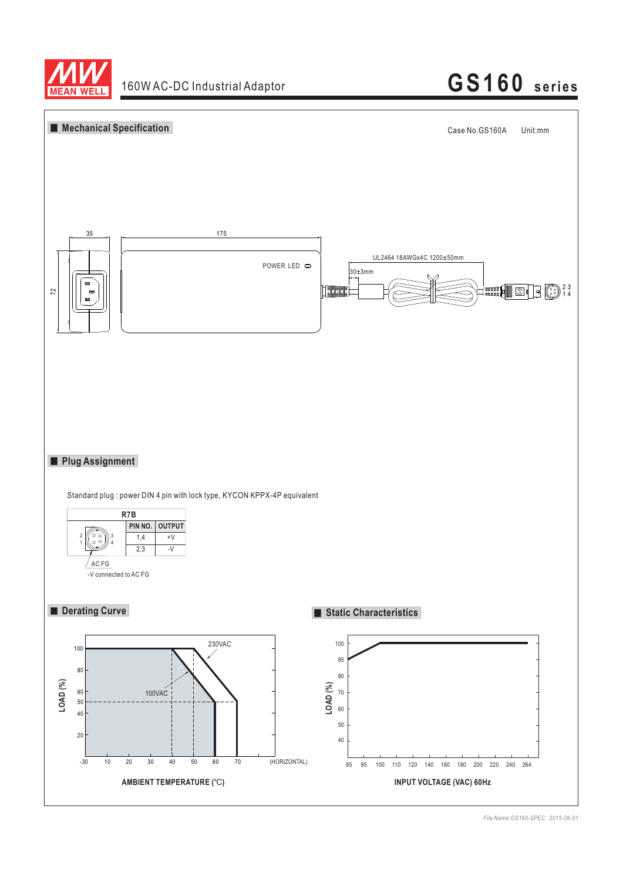# 160W AC-DC Industrial Adaptor

# GS160 series

## Mechanical Specification

Case No.GS160A Unit:mm

35
175
72
POWER LED
UL2464 18AWGx4C 1200±50mm
30±3mm
2 3
1 4

## Plug Assignment

Standard plug : power DIN 4 pin with lock type, KYCON KPPX-4P equivalent

| R7B | | |
|---|---|---|
| | PIN NO. | OUTPUT |
| 2 1 3 4 | 1,4 | +V |
| | 2,3 | -V |

AC FG
-V connected to AC FG

## Derating Curve

LOAD (%)
100
80
60
50
40
20
230VAC
100VAC
-30 10 20 30 40 50 60 70 (HORIZONTAL)
AMBIENT TEMPERATURE (℃)

## Static Characteristics

LOAD (%)
100
85
80
70
60
50
40
85 95 100 110 120 140 160 180 200 220 240 264
INPUT VOLTAGE (VAC) 60Hz

*File Name:GS160-SPEC 2015-06-01*